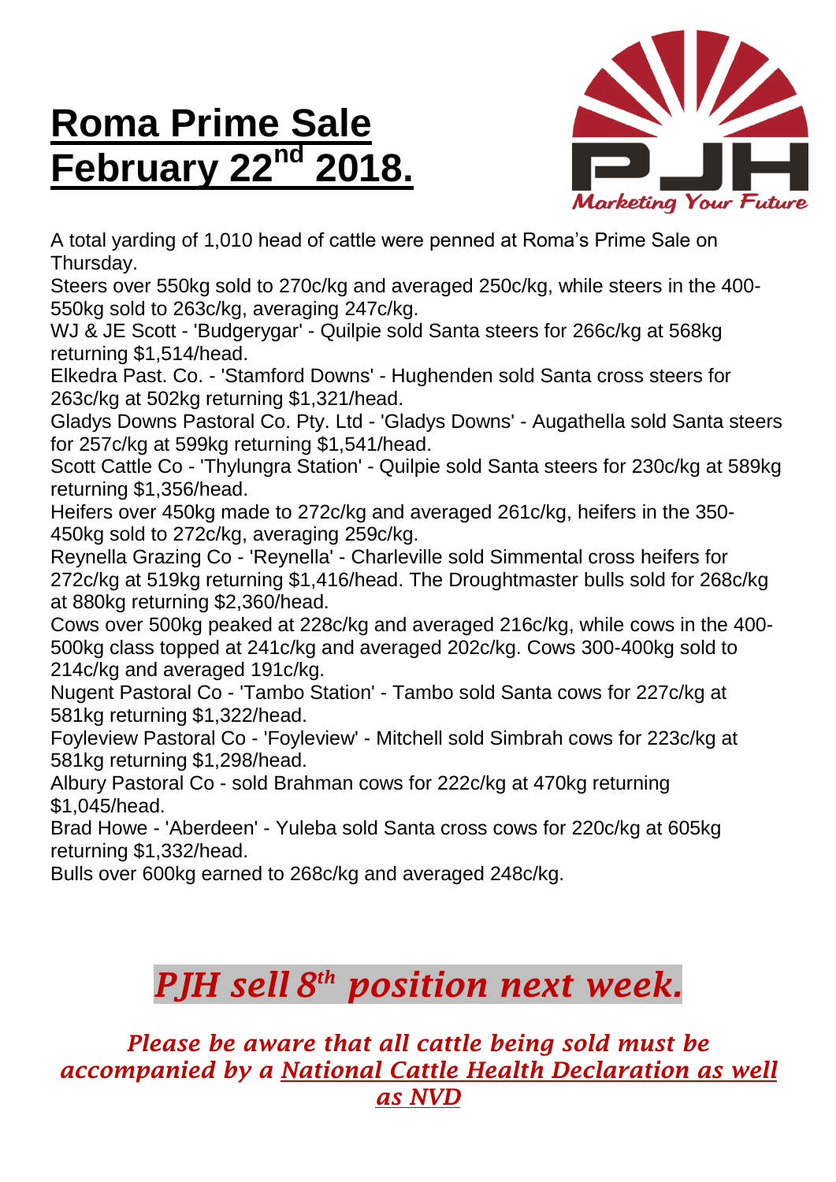# Roma Prime Sale February 22nd 2018.

PJH

*Marketing Your Future*

A total yarding of 1,010 head of cattle were penned at Roma's Prime Sale on Thursday.

Steers over 550kg sold to 270c/kg and averaged 250c/kg, while steers in the 400-550kg sold to 263c/kg, averaging 247c/kg.

WJ & JE Scott - 'Budgerygar' - Quilpie sold Santa steers for 266c/kg at 568kg returning $1,514/head.

Elkedra Past. Co. - 'Stamford Downs' - Hughenden sold Santa cross steers for 263c/kg at 502kg returning $1,321/head.

Gladys Downs Pastoral Co. Pty. Ltd - 'Gladys Downs' - Augathella sold Santa steers for 257c/kg at 599kg returning $1,541/head.

Scott Cattle Co - 'Thylungra Station' - Quilpie sold Santa steers for 230c/kg at 589kg returning $1,356/head.

Heifers over 450kg made to 272c/kg and averaged 261c/kg, heifers in the 350-450kg sold to 272c/kg, averaging 259c/kg.

Reynella Grazing Co - 'Reynella' - Charleville sold Simmental cross heifers for 272c/kg at 519kg returning $1,416/head. The Droughtmaster bulls sold for 268c/kg at 880kg returning $2,360/head.

Cows over 500kg peaked at 228c/kg and averaged 216c/kg, while cows in the 400-500kg class topped at 241c/kg and averaged 202c/kg. Cows 300-400kg sold to 214c/kg and averaged 191c/kg.

Nugent Pastoral Co - 'Tambo Station' - Tambo sold Santa cows for 227c/kg at 581kg returning $1,322/head.

Foyleview Pastoral Co - 'Foyleview' - Mitchell sold Simbrah cows for 223c/kg at 581kg returning $1,298/head.

Albury Pastoral Co - sold Brahman cows for 222c/kg at 470kg returning $1,045/head.

Brad Howe - 'Aberdeen' - Yuleba sold Santa cross cows for 220c/kg at 605kg returning $1,332/head.

Bulls over 600kg earned to 268c/kg and averaged 248c/kg.

## *PJH sell 8th position next week.*

***Please be aware that all cattle being sold must be accompanied by a National Cattle Health Declaration as well as NVD***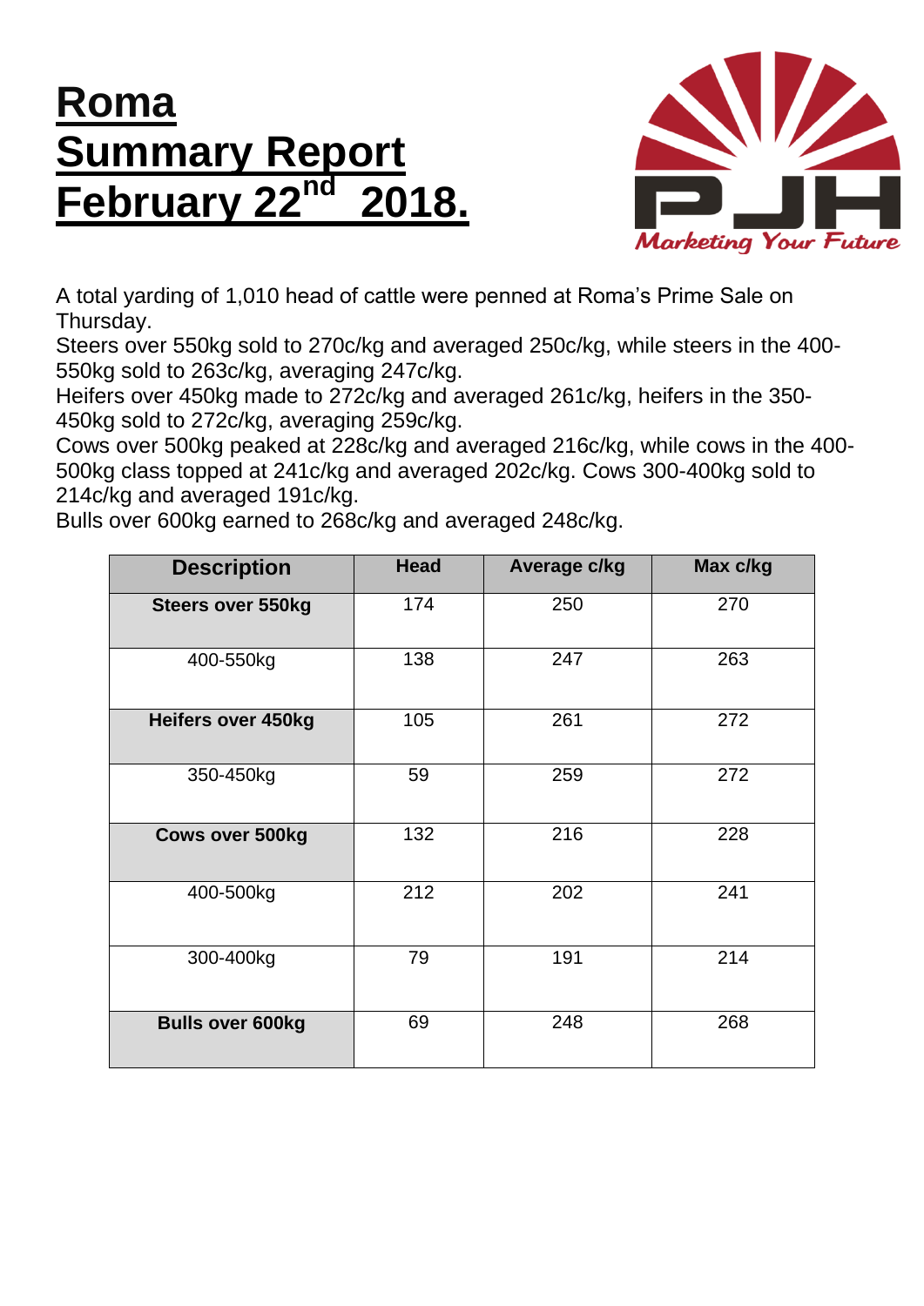# Roma Summary Report February 22nd 2018.

PJH
*Marketing Your Future*

A total yarding of 1,010 head of cattle were penned at Roma's Prime Sale on Thursday.

Steers over 550kg sold to 270c/kg and averaged 250c/kg, while steers in the 400-550kg sold to 263c/kg, averaging 247c/kg.

Heifers over 450kg made to 272c/kg and averaged 261c/kg, heifers in the 350-450kg sold to 272c/kg, averaging 259c/kg.

Cows over 500kg peaked at 228c/kg and averaged 216c/kg, while cows in the 400-500kg class topped at 241c/kg and averaged 202c/kg. Cows 300-400kg sold to 214c/kg and averaged 191c/kg.

Bulls over 600kg earned to 268c/kg and averaged 248c/kg.

| Description | Head | Average c/kg | Max c/kg |
|---|---|---|---|
| **Steers over 550kg** | 174 | 250 | 270 |
| 400-550kg | 138 | 247 | 263 |
| **Heifers over 450kg** | 105 | 261 | 272 |
| 350-450kg | 59 | 259 | 272 |
| **Cows over 500kg** | 132 | 216 | 228 |
| 400-500kg | 212 | 202 | 241 |
| 300-400kg | 79 | 191 | 214 |
| **Bulls over 600kg** | 69 | 248 | 268 |